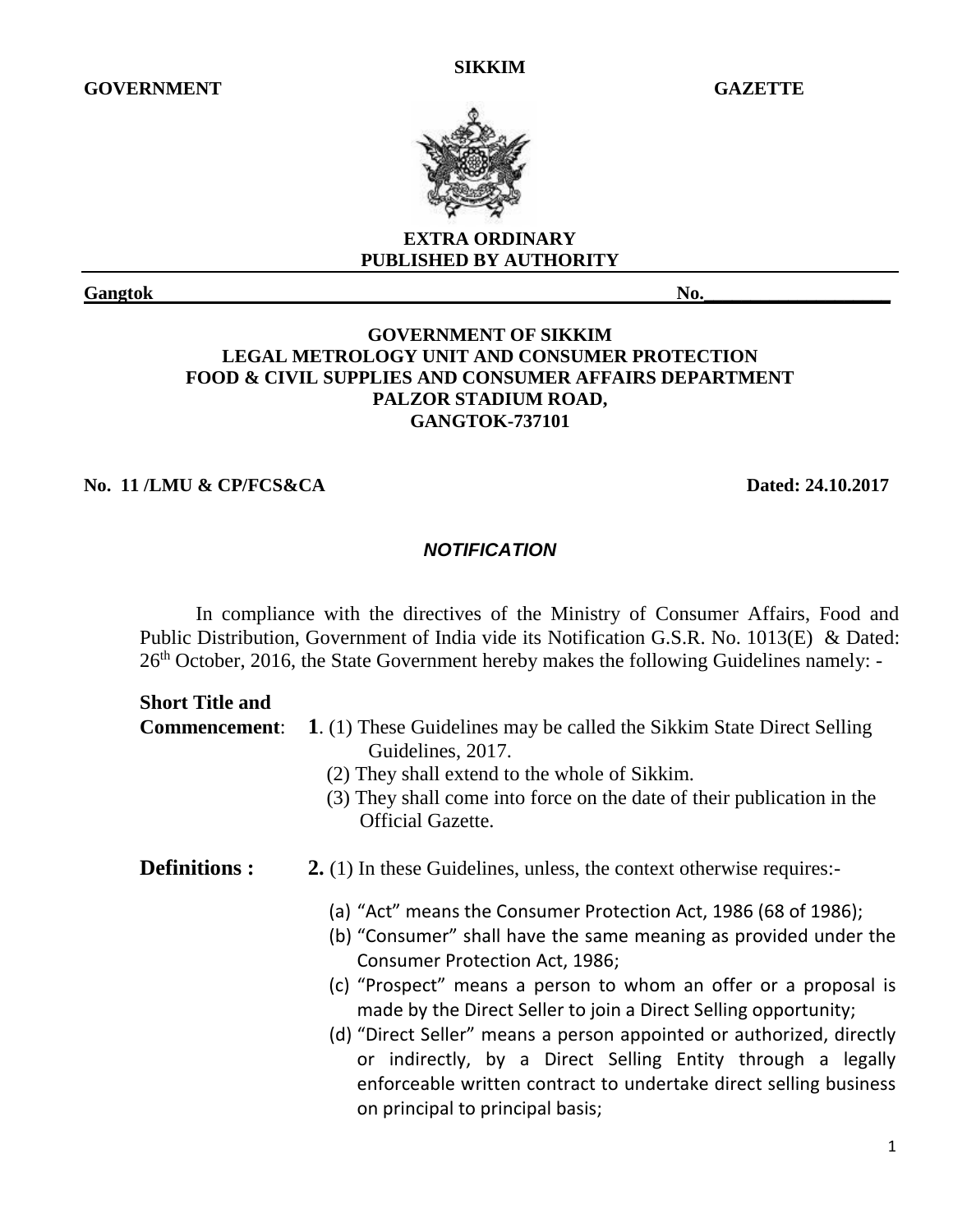**SIKKIM**

**GOVERNMENT GAZETTE**

**EXTRA ORDINARY**
**PUBLISHED BY AUTHORITY**

**Gangtok** **No.\_\_\_\_\_\_\_\_\_\_\_\_\_\_\_\_\_\_\_**

**GOVERNMENT OF SIKKIM**
**LEGAL METROLOGY UNIT AND CONSUMER PROTECTION**
**FOOD & CIVIL SUPPLIES AND CONSUMER AFFAIRS DEPARTMENT**
**PALZOR STADIUM ROAD,**
**GANGTOK-737101**

**No. 11 /LMU & CP/FCS&CA** **Dated: 24.10.2017**

***NOTIFICATION***

In compliance with the directives of the Ministry of Consumer Affairs, Food and Public Distribution, Government of India vide its Notification G.S.R. No. 1013(E) & Dated: 26th October, 2016, the State Government hereby makes the following Guidelines namely: -

**Short Title and Commencement**: **1**. (1) These Guidelines may be called the Sikkim State Direct Selling Guidelines, 2017.

(2) They shall extend to the whole of Sikkim.

(3) They shall come into force on the date of their publication in the Official Gazette.

**Definitions :** **2.** (1) In these Guidelines, unless, the context otherwise requires:-

(a) "Act" means the Consumer Protection Act, 1986 (68 of 1986);

(b) "Consumer" shall have the same meaning as provided under the Consumer Protection Act, 1986;

(c) "Prospect" means a person to whom an offer or a proposal is made by the Direct Seller to join a Direct Selling opportunity;

(d) "Direct Seller" means a person appointed or authorized, directly or indirectly, by a Direct Selling Entity through a legally enforceable written contract to undertake direct selling business on principal to principal basis;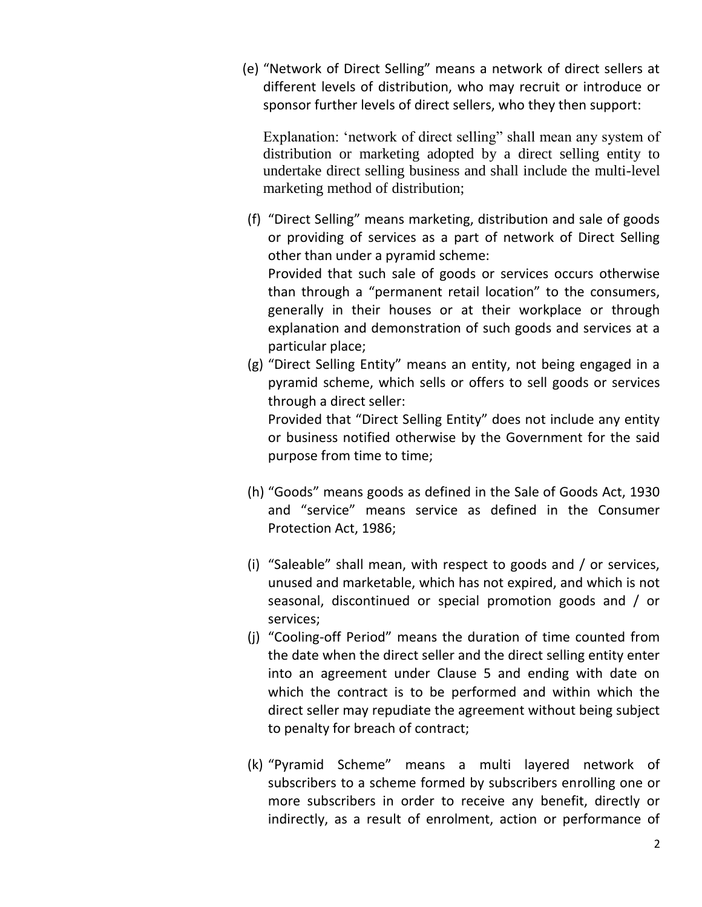(e) "Network of Direct Selling" means a network of direct sellers at different levels of distribution, who may recruit or introduce or sponsor further levels of direct sellers, who they then support:

Explanation: 'network of direct selling" shall mean any system of distribution or marketing adopted by a direct selling entity to undertake direct selling business and shall include the multi-level marketing method of distribution;

(f) "Direct Selling" means marketing, distribution and sale of goods or providing of services as a part of network of Direct Selling other than under a pyramid scheme:
Provided that such sale of goods or services occurs otherwise than through a "permanent retail location" to the consumers, generally in their houses or at their workplace or through explanation and demonstration of such goods and services at a particular place;

(g) "Direct Selling Entity" means an entity, not being engaged in a pyramid scheme, which sells or offers to sell goods or services through a direct seller:
Provided that "Direct Selling Entity" does not include any entity or business notified otherwise by the Government for the said purpose from time to time;

(h) "Goods" means goods as defined in the Sale of Goods Act, 1930 and "service" means service as defined in the Consumer Protection Act, 1986;

(i) "Saleable" shall mean, with respect to goods and / or services, unused and marketable, which has not expired, and which is not seasonal, discontinued or special promotion goods and / or services;

(j) "Cooling-off Period" means the duration of time counted from the date when the direct seller and the direct selling entity enter into an agreement under Clause 5 and ending with date on which the contract is to be performed and within which the direct seller may repudiate the agreement without being subject to penalty for breach of contract;

(k) "Pyramid Scheme" means a multi layered network of subscribers to a scheme formed by subscribers enrolling one or more subscribers in order to receive any benefit, directly or indirectly, as a result of enrolment, action or performance of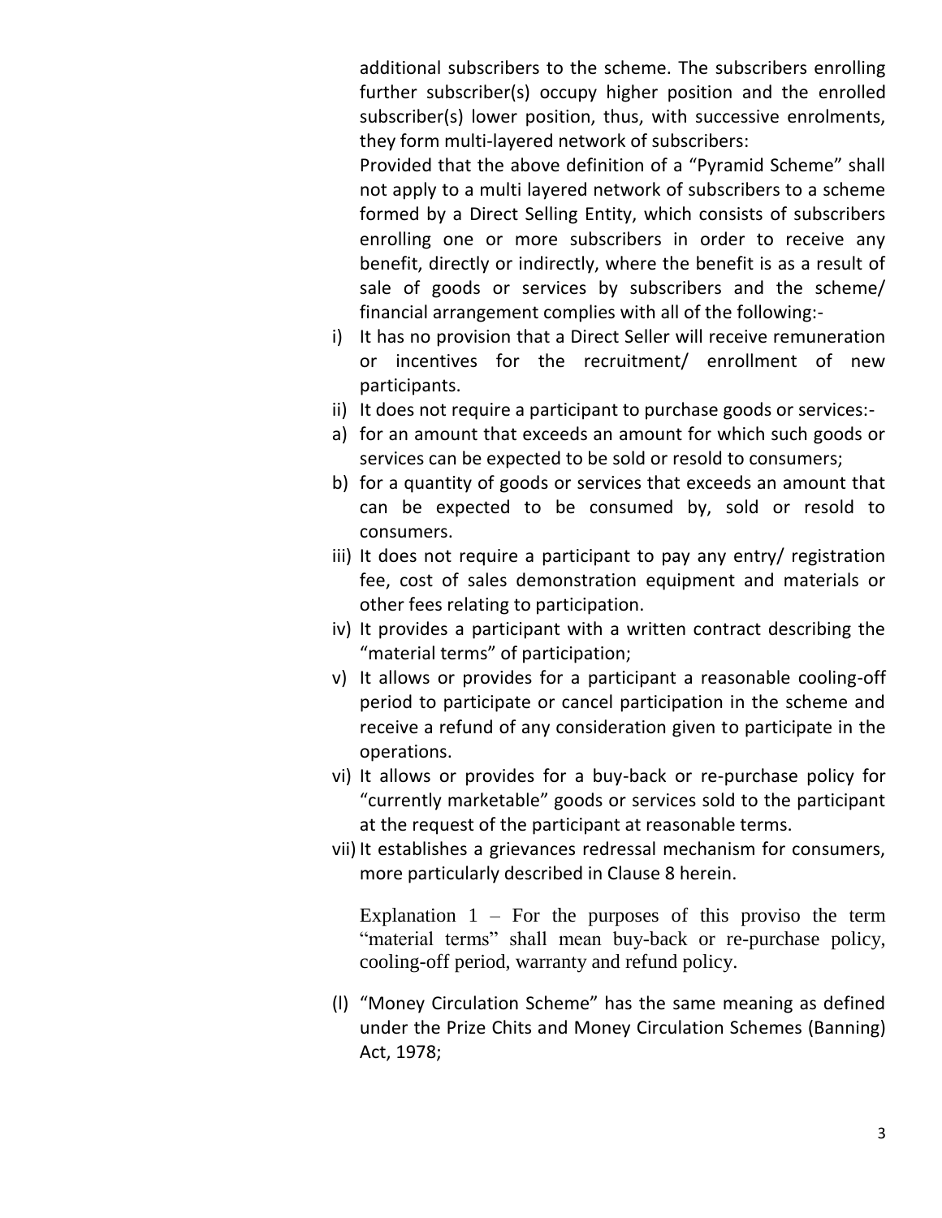additional subscribers to the scheme. The subscribers enrolling further subscriber(s) occupy higher position and the enrolled subscriber(s) lower position, thus, with successive enrolments, they form multi-layered network of subscribers:

Provided that the above definition of a "Pyramid Scheme" shall not apply to a multi layered network of subscribers to a scheme formed by a Direct Selling Entity, which consists of subscribers enrolling one or more subscribers in order to receive any benefit, directly or indirectly, where the benefit is as a result of sale of goods or services by subscribers and the scheme/ financial arrangement complies with all of the following:-

i) It has no provision that a Direct Seller will receive remuneration or incentives for the recruitment/ enrollment of new participants.
ii) It does not require a participant to purchase goods or services:-
a) for an amount that exceeds an amount for which such goods or services can be expected to be sold or resold to consumers;
b) for a quantity of goods or services that exceeds an amount that can be expected to be consumed by, sold or resold to consumers.
iii) It does not require a participant to pay any entry/ registration fee, cost of sales demonstration equipment and materials or other fees relating to participation.
iv) It provides a participant with a written contract describing the "material terms" of participation;
v) It allows or provides for a participant a reasonable cooling-off period to participate or cancel participation in the scheme and receive a refund of any consideration given to participate in the operations.
vi) It allows or provides for a buy-back or re-purchase policy for "currently marketable" goods or services sold to the participant at the request of the participant at reasonable terms.
vii) It establishes a grievances redressal mechanism for consumers, more particularly described in Clause 8 herein.

Explanation 1 – For the purposes of this proviso the term "material terms" shall mean buy-back or re-purchase policy, cooling-off period, warranty and refund policy.

(l) "Money Circulation Scheme" has the same meaning as defined under the Prize Chits and Money Circulation Schemes (Banning) Act, 1978;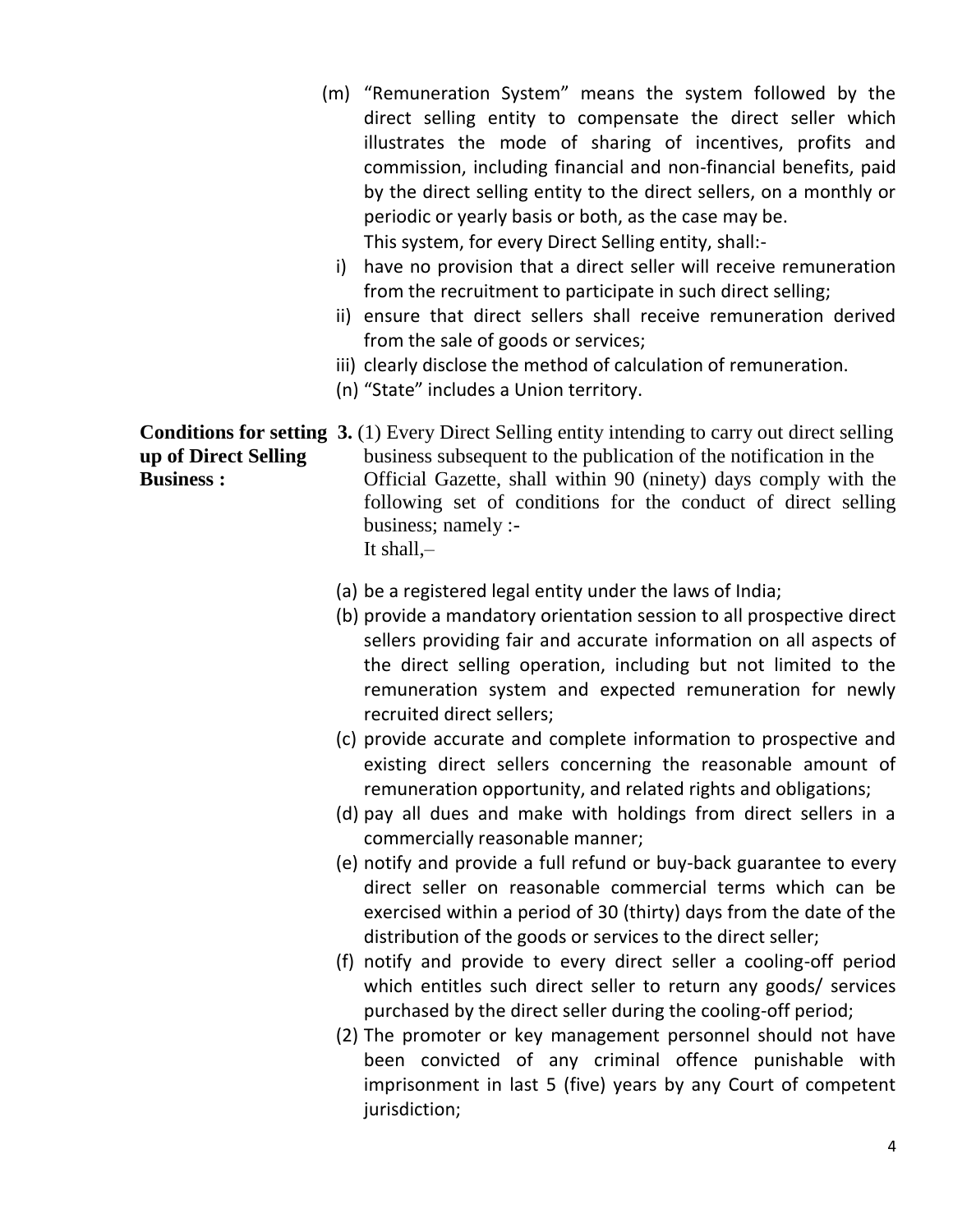(m) "Remuneration System" means the system followed by the direct selling entity to compensate the direct seller which illustrates the mode of sharing of incentives, profits and commission, including financial and non-financial benefits, paid by the direct selling entity to the direct sellers, on a monthly or periodic or yearly basis or both, as the case may be.

This system, for every Direct Selling entity, shall:-

i) have no provision that a direct seller will receive remuneration from the recruitment to participate in such direct selling;

ii) ensure that direct sellers shall receive remuneration derived from the sale of goods or services;

iii) clearly disclose the method of calculation of remuneration.

(n) "State" includes a Union territory.

**Conditions for setting up of Direct Selling Business :**

**3.** (1) Every Direct Selling entity intending to carry out direct selling business subsequent to the publication of the notification in the Official Gazette, shall within 90 (ninety) days comply with the following set of conditions for the conduct of direct selling business; namely :-

It shall,–

(a) be a registered legal entity under the laws of India;

(b) provide a mandatory orientation session to all prospective direct sellers providing fair and accurate information on all aspects of the direct selling operation, including but not limited to the remuneration system and expected remuneration for newly recruited direct sellers;

(c) provide accurate and complete information to prospective and existing direct sellers concerning the reasonable amount of remuneration opportunity, and related rights and obligations;

(d) pay all dues and make with holdings from direct sellers in a commercially reasonable manner;

(e) notify and provide a full refund or buy-back guarantee to every direct seller on reasonable commercial terms which can be exercised within a period of 30 (thirty) days from the date of the distribution of the goods or services to the direct seller;

(f) notify and provide to every direct seller a cooling-off period which entitles such direct seller to return any goods/ services purchased by the direct seller during the cooling-off period;

(2) The promoter or key management personnel should not have been convicted of any criminal offence punishable with imprisonment in last 5 (five) years by any Court of competent jurisdiction;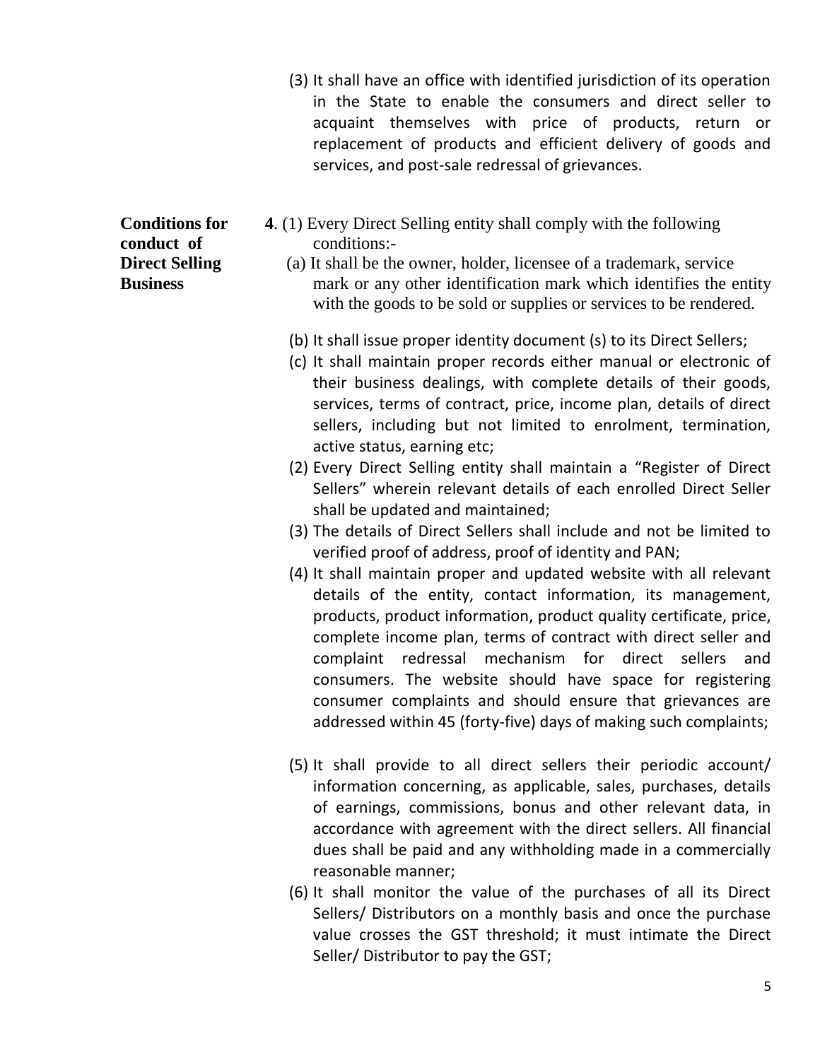(3) It shall have an office with identified jurisdiction of its operation in the State to enable the consumers and direct seller to acquaint themselves with price of products, return or replacement of products and efficient delivery of goods and services, and post-sale redressal of grievances.

**Conditions for conduct of Direct Selling Business**

**4**. (1) Every Direct Selling entity shall comply with the following conditions:-

(a) It shall be the owner, holder, licensee of a trademark, service mark or any other identification mark which identifies the entity with the goods to be sold or supplies or services to be rendered.

(b) It shall issue proper identity document (s) to its Direct Sellers;

(c) It shall maintain proper records either manual or electronic of their business dealings, with complete details of their goods, services, terms of contract, price, income plan, details of direct sellers, including but not limited to enrolment, termination, active status, earning etc;

(2) Every Direct Selling entity shall maintain a "Register of Direct Sellers" wherein relevant details of each enrolled Direct Seller shall be updated and maintained;

(3) The details of Direct Sellers shall include and not be limited to verified proof of address, proof of identity and PAN;

(4) It shall maintain proper and updated website with all relevant details of the entity, contact information, its management, products, product information, product quality certificate, price, complete income plan, terms of contract with direct seller and complaint redressal mechanism for direct sellers and consumers. The website should have space for registering consumer complaints and should ensure that grievances are addressed within 45 (forty-five) days of making such complaints;

(5) It shall provide to all direct sellers their periodic account/ information concerning, as applicable, sales, purchases, details of earnings, commissions, bonus and other relevant data, in accordance with agreement with the direct sellers. All financial dues shall be paid and any withholding made in a commercially reasonable manner;

(6) It shall monitor the value of the purchases of all its Direct Sellers/ Distributors on a monthly basis and once the purchase value crosses the GST threshold; it must intimate the Direct Seller/ Distributor to pay the GST;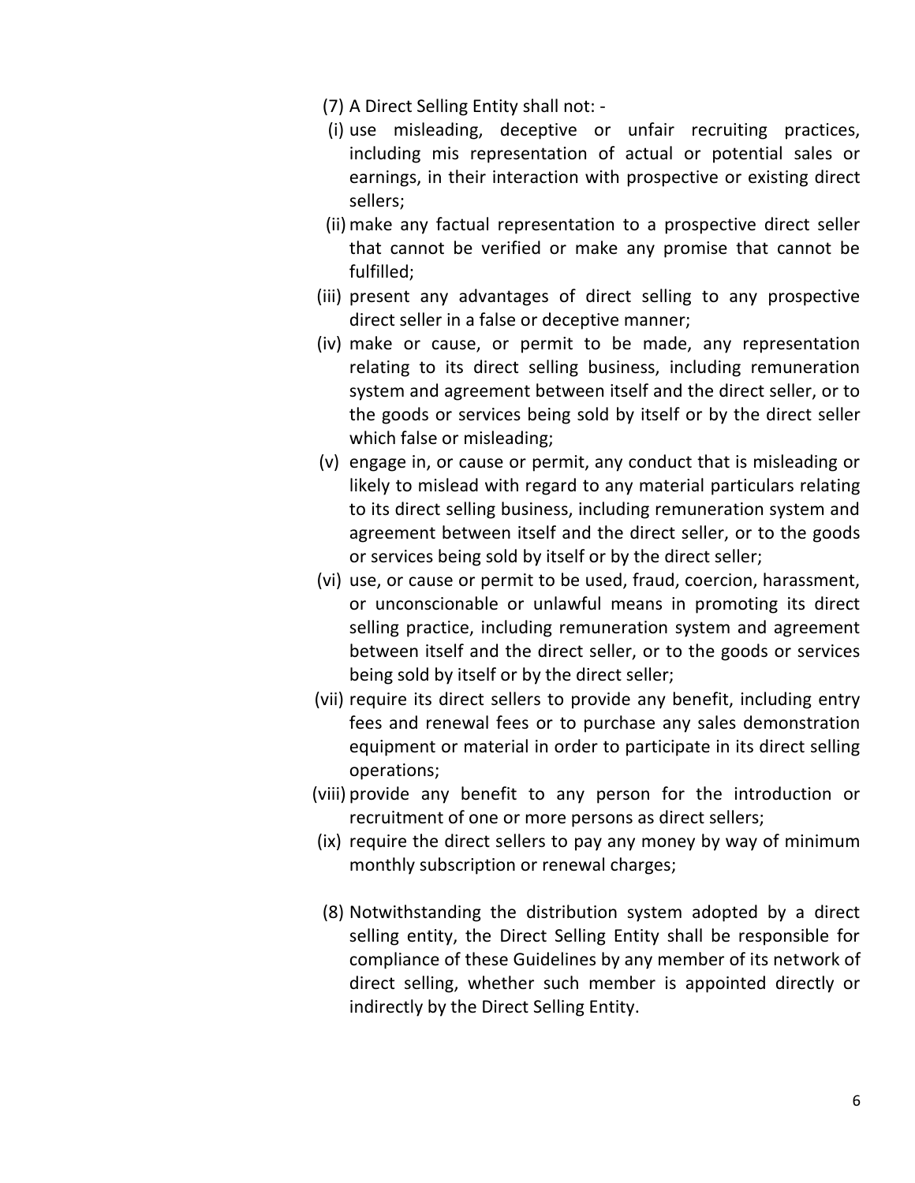(7) A Direct Selling Entity shall not: -

- (i) use misleading, deceptive or unfair recruiting practices, including mis representation of actual or potential sales or earnings, in their interaction with prospective or existing direct sellers;
- (ii) make any factual representation to a prospective direct seller that cannot be verified or make any promise that cannot be fulfilled;
- (iii) present any advantages of direct selling to any prospective direct seller in a false or deceptive manner;
- (iv) make or cause, or permit to be made, any representation relating to its direct selling business, including remuneration system and agreement between itself and the direct seller, or to the goods or services being sold by itself or by the direct seller which false or misleading;
- (v) engage in, or cause or permit, any conduct that is misleading or likely to mislead with regard to any material particulars relating to its direct selling business, including remuneration system and agreement between itself and the direct seller, or to the goods or services being sold by itself or by the direct seller;
- (vi) use, or cause or permit to be used, fraud, coercion, harassment, or unconscionable or unlawful means in promoting its direct selling practice, including remuneration system and agreement between itself and the direct seller, or to the goods or services being sold by itself or by the direct seller;
- (vii) require its direct sellers to provide any benefit, including entry fees and renewal fees or to purchase any sales demonstration equipment or material in order to participate in its direct selling operations;
- (viii) provide any benefit to any person for the introduction or recruitment of one or more persons as direct sellers;
- (ix) require the direct sellers to pay any money by way of minimum monthly subscription or renewal charges;

(8) Notwithstanding the distribution system adopted by a direct selling entity, the Direct Selling Entity shall be responsible for compliance of these Guidelines by any member of its network of direct selling, whether such member is appointed directly or indirectly by the Direct Selling Entity.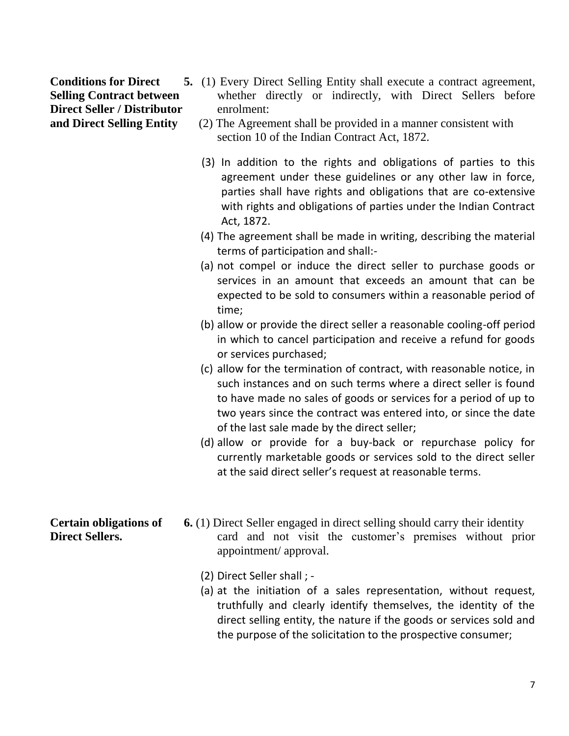**Conditions for Direct Selling Contract between Direct Seller / Distributor and Direct Selling Entity**

**5.** (1) Every Direct Selling Entity shall execute a contract agreement, whether directly or indirectly, with Direct Sellers before enrolment:

(2) The Agreement shall be provided in a manner consistent with section 10 of the Indian Contract Act, 1872.

(3) In addition to the rights and obligations of parties to this agreement under these guidelines or any other law in force, parties shall have rights and obligations that are co-extensive with rights and obligations of parties under the Indian Contract Act, 1872.

(4) The agreement shall be made in writing, describing the material terms of participation and shall:-

(a) not compel or induce the direct seller to purchase goods or services in an amount that exceeds an amount that can be expected to be sold to consumers within a reasonable period of time;

(b) allow or provide the direct seller a reasonable cooling-off period in which to cancel participation and receive a refund for goods or services purchased;

(c) allow for the termination of contract, with reasonable notice, in such instances and on such terms where a direct seller is found to have made no sales of goods or services for a period of up to two years since the contract was entered into, or since the date of the last sale made by the direct seller;

(d) allow or provide for a buy-back or repurchase policy for currently marketable goods or services sold to the direct seller at the said direct seller's request at reasonable terms.

**Certain obligations of Direct Sellers.**

**6.** (1) Direct Seller engaged in direct selling should carry their identity card and not visit the customer's premises without prior appointment/ approval.

(2) Direct Seller shall ; -

(a) at the initiation of a sales representation, without request, truthfully and clearly identify themselves, the identity of the direct selling entity, the nature if the goods or services sold and the purpose of the solicitation to the prospective consumer;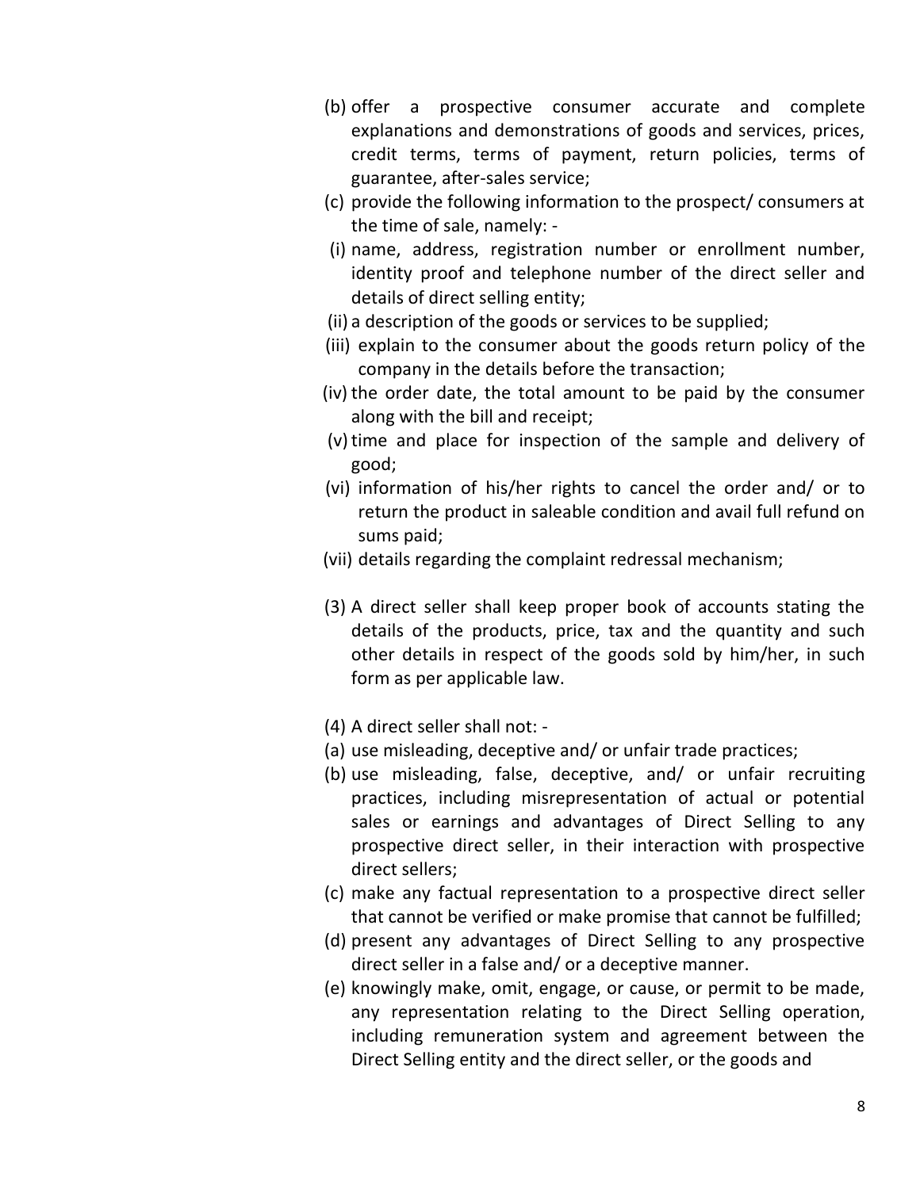(b) offer a prospective consumer accurate and complete explanations and demonstrations of goods and services, prices, credit terms, terms of payment, return policies, terms of guarantee, after-sales service;

(c) provide the following information to the prospect/ consumers at the time of sale, namely: -

(i) name, address, registration number or enrollment number, identity proof and telephone number of the direct seller and details of direct selling entity;

(ii) a description of the goods or services to be supplied;

(iii) explain to the consumer about the goods return policy of the company in the details before the transaction;

(iv) the order date, the total amount to be paid by the consumer along with the bill and receipt;

(v) time and place for inspection of the sample and delivery of good;

(vi) information of his/her rights to cancel the order and/ or to return the product in saleable condition and avail full refund on sums paid;

(vii) details regarding the complaint redressal mechanism;

(3) A direct seller shall keep proper book of accounts stating the details of the products, price, tax and the quantity and such other details in respect of the goods sold by him/her, in such form as per applicable law.

(4) A direct seller shall not: -

(a) use misleading, deceptive and/ or unfair trade practices;

(b) use misleading, false, deceptive, and/ or unfair recruiting practices, including misrepresentation of actual or potential sales or earnings and advantages of Direct Selling to any prospective direct seller, in their interaction with prospective direct sellers;

(c) make any factual representation to a prospective direct seller that cannot be verified or make promise that cannot be fulfilled;

(d) present any advantages of Direct Selling to any prospective direct seller in a false and/ or a deceptive manner.

(e) knowingly make, omit, engage, or cause, or permit to be made, any representation relating to the Direct Selling operation, including remuneration system and agreement between the Direct Selling entity and the direct seller, or the goods and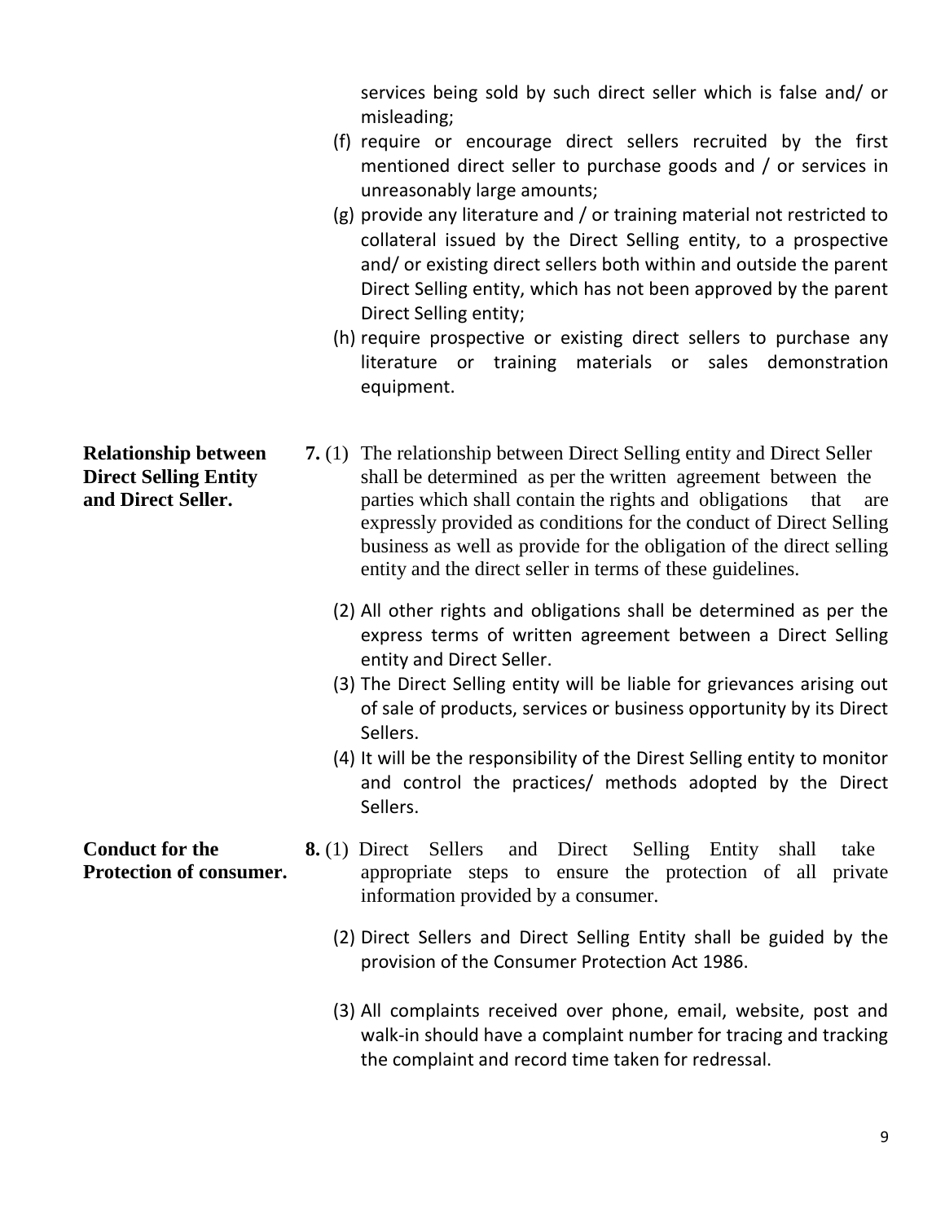services being sold by such direct seller which is false and/ or misleading;

(f) require or encourage direct sellers recruited by the first mentioned direct seller to purchase goods and / or services in unreasonably large amounts;

(g) provide any literature and / or training material not restricted to collateral issued by the Direct Selling entity, to a prospective and/ or existing direct sellers both within and outside the parent Direct Selling entity, which has not been approved by the parent Direct Selling entity;

(h) require prospective or existing direct sellers to purchase any literature or training materials or sales demonstration equipment.

**Relationship between Direct Selling Entity and Direct Seller.**

**7.** (1) The relationship between Direct Selling entity and Direct Seller shall be determined as per the written agreement between the parties which shall contain the rights and obligations that are expressly provided as conditions for the conduct of Direct Selling business as well as provide for the obligation of the direct selling entity and the direct seller in terms of these guidelines.

(2) All other rights and obligations shall be determined as per the express terms of written agreement between a Direct Selling entity and Direct Seller.

(3) The Direct Selling entity will be liable for grievances arising out of sale of products, services or business opportunity by its Direct Sellers.

(4) It will be the responsibility of the Direst Selling entity to monitor and control the practices/ methods adopted by the Direct Sellers.

**Conduct for the Protection of consumer.**

**8.** (1) Direct Sellers and Direct Selling Entity shall take appropriate steps to ensure the protection of all private information provided by a consumer.

(2) Direct Sellers and Direct Selling Entity shall be guided by the provision of the Consumer Protection Act 1986.

(3) All complaints received over phone, email, website, post and walk-in should have a complaint number for tracing and tracking the complaint and record time taken for redressal.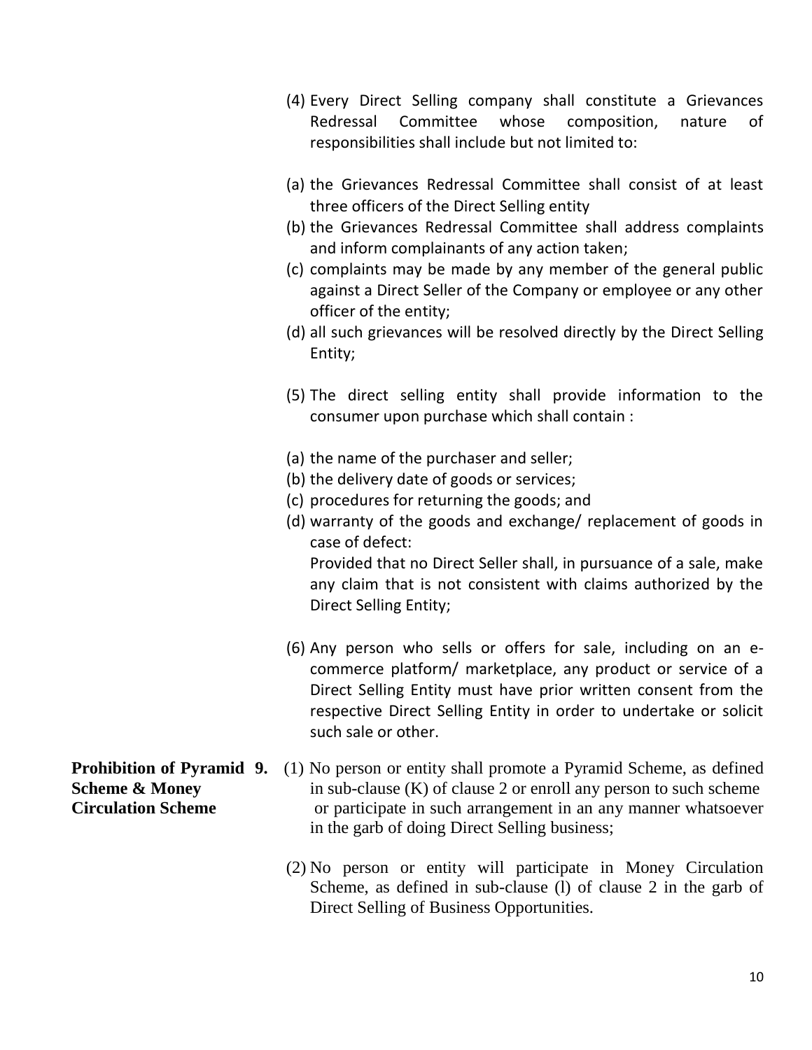(4) Every Direct Selling company shall constitute a Grievances Redressal Committee whose composition, nature of responsibilities shall include but not limited to:

(a) the Grievances Redressal Committee shall consist of at least three officers of the Direct Selling entity
(b) the Grievances Redressal Committee shall address complaints and inform complainants of any action taken;
(c) complaints may be made by any member of the general public against a Direct Seller of the Company or employee or any other officer of the entity;
(d) all such grievances will be resolved directly by the Direct Selling Entity;

(5) The direct selling entity shall provide information to the consumer upon purchase which shall contain :

(a) the name of the purchaser and seller;
(b) the delivery date of goods or services;
(c) procedures for returning the goods; and
(d) warranty of the goods and exchange/ replacement of goods in case of defect:
Provided that no Direct Seller shall, in pursuance of a sale, make any claim that is not consistent with claims authorized by the Direct Selling Entity;

(6) Any person who sells or offers for sale, including on an e-commerce platform/ marketplace, any product or service of a Direct Selling Entity must have prior written consent from the respective Direct Selling Entity in order to undertake or solicit such sale or other.

**Prohibition of Pyramid Scheme & Money Circulation Scheme**

**9.** (1) No person or entity shall promote a Pyramid Scheme, as defined in sub-clause (K) of clause 2 or enroll any person to such scheme or participate in such arrangement in an any manner whatsoever in the garb of doing Direct Selling business;

(2) No person or entity will participate in Money Circulation Scheme, as defined in sub-clause (l) of clause 2 in the garb of Direct Selling of Business Opportunities.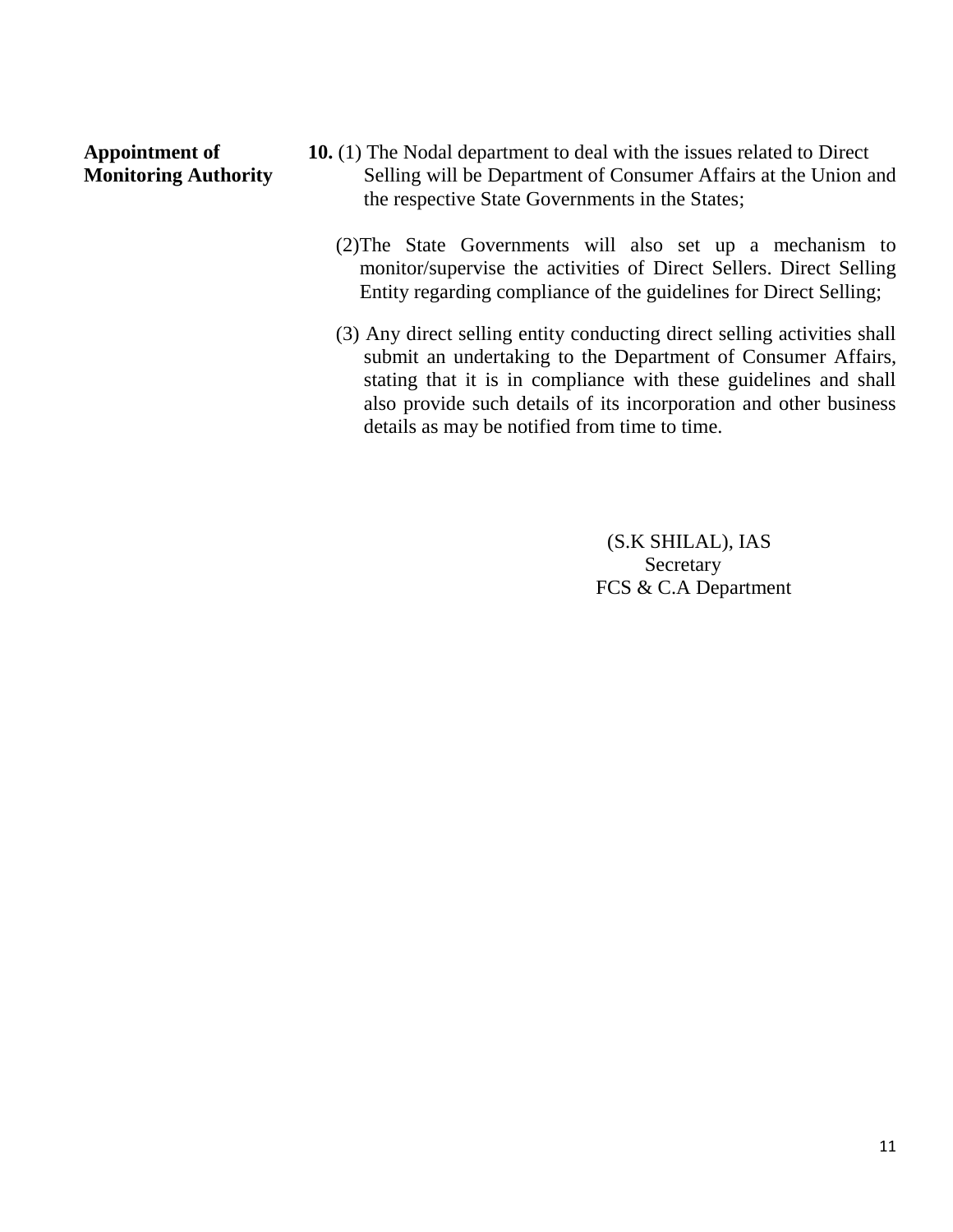**Appointment of Monitoring Authority**

**10.** (1) The Nodal department to deal with the issues related to Direct Selling will be Department of Consumer Affairs at the Union and the respective State Governments in the States;

(2)The State Governments will also set up a mechanism to monitor/supervise the activities of Direct Sellers. Direct Selling Entity regarding compliance of the guidelines for Direct Selling;

(3) Any direct selling entity conducting direct selling activities shall submit an undertaking to the Department of Consumer Affairs, stating that it is in compliance with these guidelines and shall also provide such details of its incorporation and other business details as may be notified from time to time.

(S.K SHILAL), IAS
Secretary
FCS & C.A Department